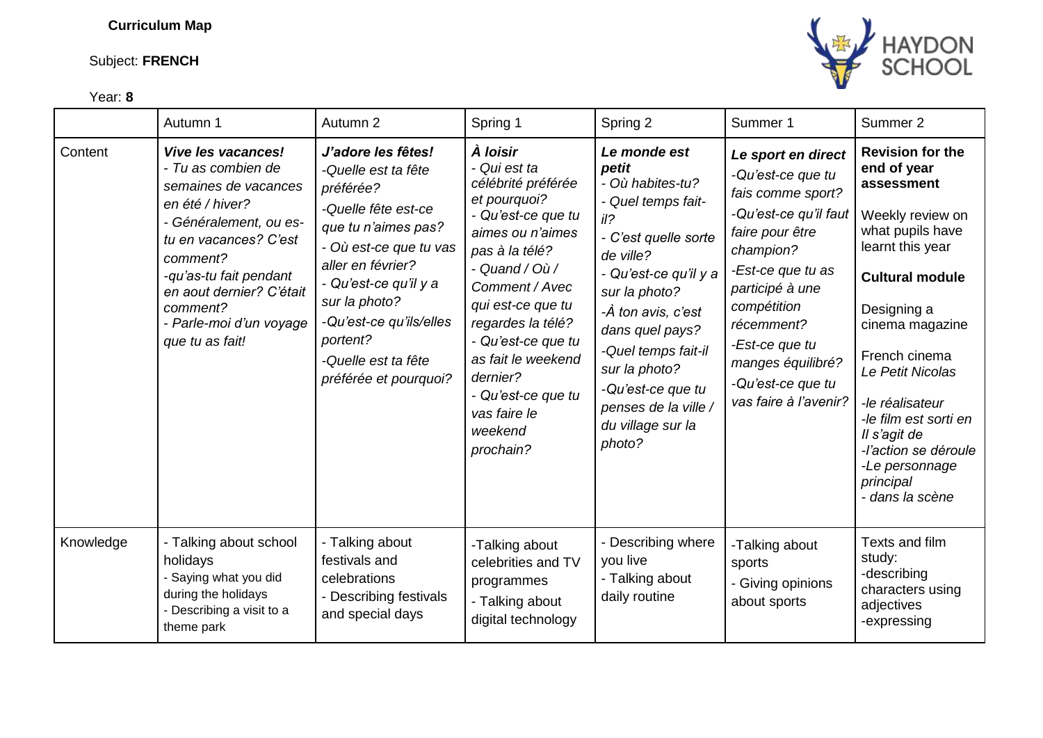**Curriculum Map**

Subject: **FRENCH**

Year: **8**

| | Autumn 1 | Autumn 2 | Spring 1 | Spring 2 | Summer 1 | Summer 2 |
|---|---|---|---|---|---|---|
| Content | ***Vive les vacances!***<br>*- Tu as combien de semaines de vacances en été / hiver?*<br>*- Généralement, ou es-tu en vacances? C'est comment?*<br>*-qu'as-tu fait pendant en aout dernier? C'était comment?*<br>*- Parle-moi d'un voyage que tu as fait!* | ***J'adore les fêtes!***<br>*-Quelle est ta fête préférée?*<br>*-Quelle fête est-ce que tu n'aimes pas?*<br>*- Où est-ce que tu vas aller en février?*<br>*- Qu'est-ce qu'il y a sur la photo?*<br>*-Qu'est-ce qu'ils/elles portent?*<br>*-Quelle est ta fête préférée et pourquoi?* | ***À loisir***<br>*- Qui est ta célébrité préférée et pourquoi?*<br>*- Qu'est-ce que tu aimes ou n'aimes pas à la télé?*<br>*- Quand / Où / Comment / Avec qui est-ce que tu regardes la télé?*<br>*- Qu'est-ce que tu as fait le weekend dernier?*<br>*- Qu'est-ce que tu vas faire le weekend prochain?* | ***Le monde est petit***<br>*- Où habites-tu?*<br>*- Quel temps fait-il?*<br>*- C'est quelle sorte de ville?*<br>*- Qu'est-ce qu'il y a sur la photo?*<br>*-À ton avis, c'est dans quel pays?*<br>*-Quel temps fait-il sur la photo?*<br>*-Qu'est-ce que tu penses de la ville / du village sur la photo?* | ***Le sport en direct***<br>*-Qu'est-ce que tu fais comme sport?*<br>*-Qu'est-ce qu'il faut faire pour être champion?*<br>*-Est-ce que tu as participé à une compétition récemment?*<br>*-Est-ce que tu manges équilibré?*<br>*-Qu'est-ce que tu vas faire à l'avenir?* | **Revision for the end of year assessment**<br><br>Weekly review on what pupils have learnt this year<br><br>**Cultural module**<br><br>Designing a cinema magazine<br><br>French cinema<br>*Le Petit Nicolas*<br><br>*-le réalisateur*<br>*-le film est sorti en*<br>*Il s'agit de*<br>*-l'action se déroule*<br>*-Le personnage principal*<br>*- dans la scène* |
| Knowledge | - Talking about school holidays<br>- Saying what you did during the holidays<br>- Describing a visit to a theme park | - Talking about festivals and celebrations<br>- Describing festivals and special days | -Talking about celebrities and TV programmes<br>- Talking about digital technology | - Describing where you live<br>- Talking about daily routine | -Talking about sports<br>- Giving opinions about sports | Texts and film study:<br>-describing characters using adjectives<br>-expressing |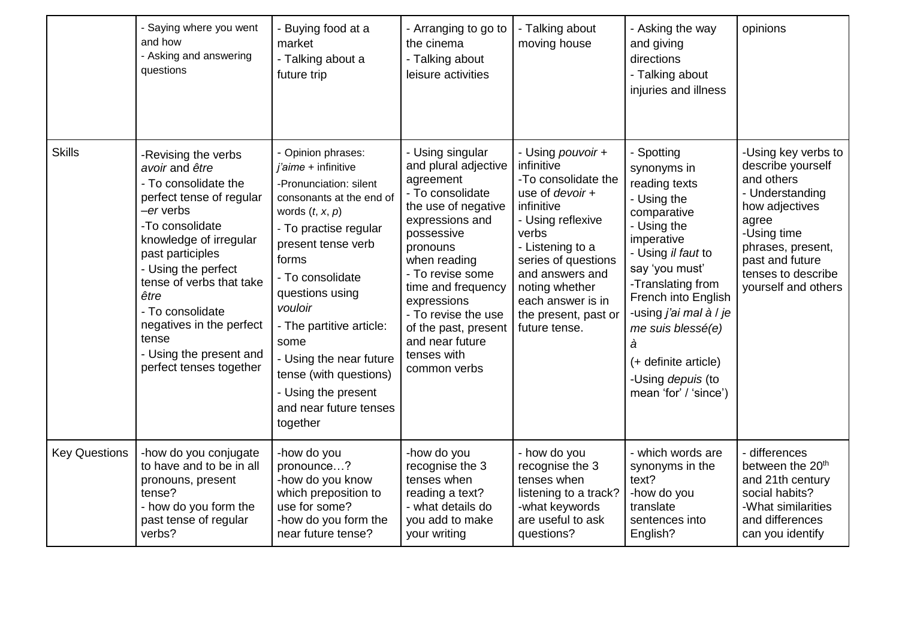|  | - Saying where you went and how<br>- Asking and answering questions | - Buying food at a market<br>- Talking about a future trip | - Arranging to go to the cinema<br>- Talking about leisure activities | - Talking about moving house | - Asking the way and giving directions<br>- Talking about injuries and illness | opinions |
|---|---|---|---|---|---|---|
| Skills | -Revising the verbs *avoir* and *être*<br>- To consolidate the perfect tense of regular –*er* verbs<br>-To consolidate knowledge of irregular past participles<br>- Using the perfect tense of verbs that take *être*<br>- To consolidate negatives in the perfect tense<br>- Using the present and perfect tenses together | - Opinion phrases: *j'aime* + infinitive<br>-Pronunciation: silent consonants at the end of words (*t*, *x*, *p*)<br>- To practise regular present tense verb forms<br>- To consolidate questions using *vouloir*<br>- The partitive article: some<br>- Using the near future tense (with questions)<br>- Using the present and near future tenses together | - Using singular and plural adjective agreement<br>- To consolidate the use of negative expressions and possessive pronouns when reading<br>- To revise some time and frequency expressions<br>- To revise the use of the past, present and near future tenses with common verbs | - Using *pouvoir* + infinitive<br>-To consolidate the use of *devoir* + infinitive<br>- Using reflexive verbs<br>- Listening to a series of questions and answers and noting whether each answer is in the present, past or future tense. | - Spotting synonyms in reading texts<br>- Using the comparative<br>- Using the imperative<br>- Using *il faut* to say 'you must'<br>-Translating from French into English<br>-using *j'ai mal à* / *je me suis blessé(e) à*<br>(+ definite article)<br>-Using *depuis* (to mean 'for' / 'since') | -Using key verbs to describe yourself and others<br>- Understanding how adjectives agree<br>-Using time phrases, present, past and future tenses to describe yourself and others |
| Key Questions | -how do you conjugate to have and to be in all pronouns, present tense?<br>- how do you form the past tense of regular verbs? | -how do you pronounce…?<br>-how do you know which preposition to use for some?<br>-how do you form the near future tense? | -how do you recognise the 3 tenses when reading a text?<br>- what details do you add to make your writing | - how do you recognise the 3 tenses when listening to a track?<br>-what keywords are useful to ask questions? | - which words are synonyms in the text?<br>-how do you translate sentences into English? | - differences between the 20th and 21th century social habits?<br>-What similarities and differences can you identify |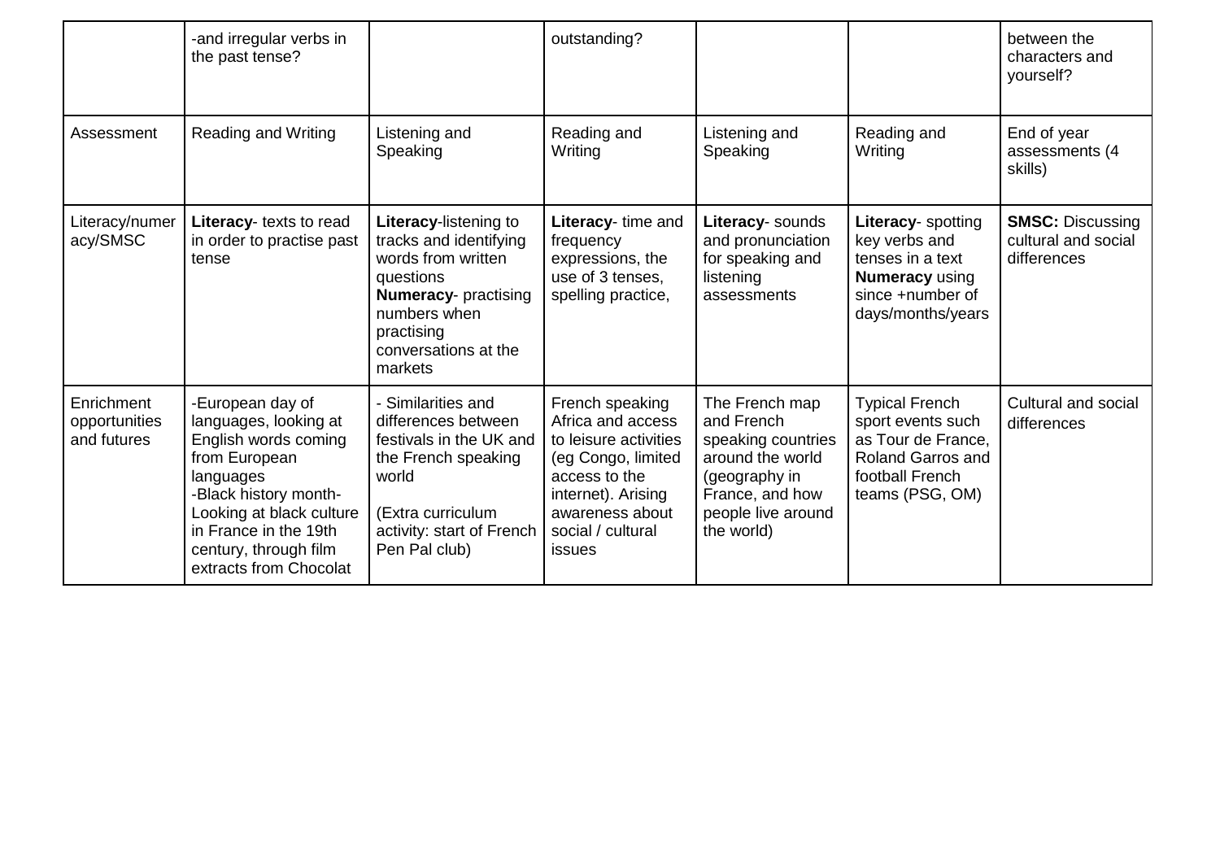| | | | | | | | |
|---|---|---|---|---|---|---|---|
| | -and irregular verbs in the past tense? | | outstanding? | | | | between the characters and yourself? |
| Assessment | Reading and Writing | Listening and Speaking | Reading and Writing | Listening and Speaking | Reading and Writing | End of year assessments (4 skills) |
| Literacy/numeracy/SMSC | **Literacy**- texts to read in order to practise past tense | **Literacy**-listening to tracks and identifying words from written questions **Numeracy**- practising numbers when practising conversations at the markets | **Literacy**- time and frequency expressions, the use of 3 tenses, spelling practice, | **Literacy**- sounds and pronunciation for speaking and listening assessments | **Literacy**- spotting key verbs and tenses in a text **Numeracy** using since +number of days/months/years | **SMSC:** Discussing cultural and social differences |
| Enrichment opportunities and futures | -European day of languages, looking at English words coming from European languages -Black history month- Looking at black culture in France in the 19th century, through film extracts from Chocolat | - Similarities and differences between festivals in the UK and the French speaking world (Extra curriculum activity: start of French Pen Pal club) | French speaking Africa and access to leisure activities (eg Congo, limited access to the internet). Arising awareness about social / cultural issues | The French map and French speaking countries around the world (geography in France, and how people live around the world) | Typical French sport events such as Tour de France, Roland Garros and football French teams (PSG, OM) | Cultural and social differences |